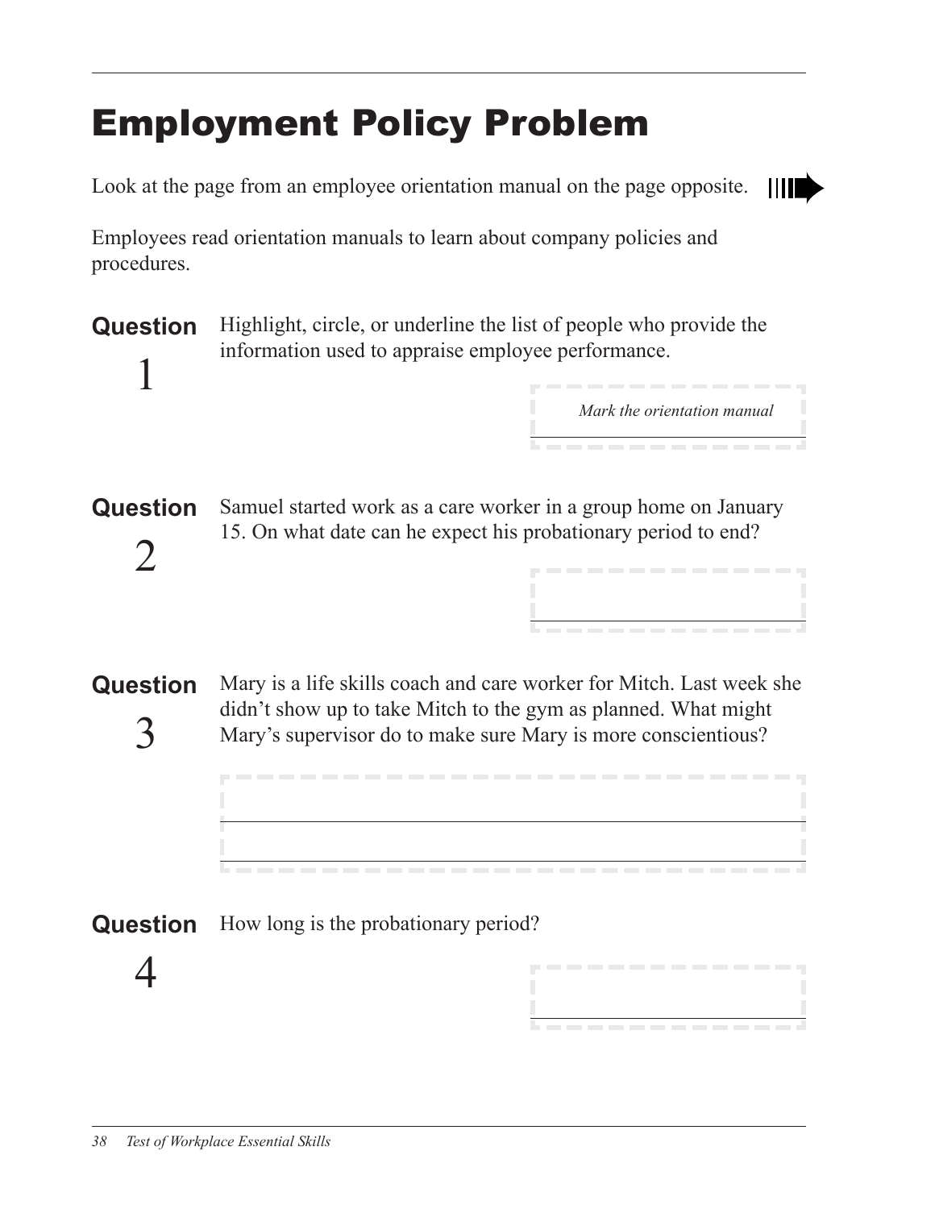# Employment Policy Problem

Look at the page from an employee orientation manual on the page opposite.

Employees read orientation manuals to learn about company policies and procedures.

**Question 1**

Highlight, circle, or underline the list of people who provide the information used to appraise employee performance.

*Mark the orientation manual*

**Question 2**

Samuel started work as a care worker in a group home on January 15. On what date can he expect his probationary period to end?

**Question 3**

Mary is a life skills coach and care worker for Mitch. Last week she didn't show up to take Mitch to the gym as planned. What might Mary's supervisor do to make sure Mary is more conscientious?

**Question 4**

How long is the probationary period?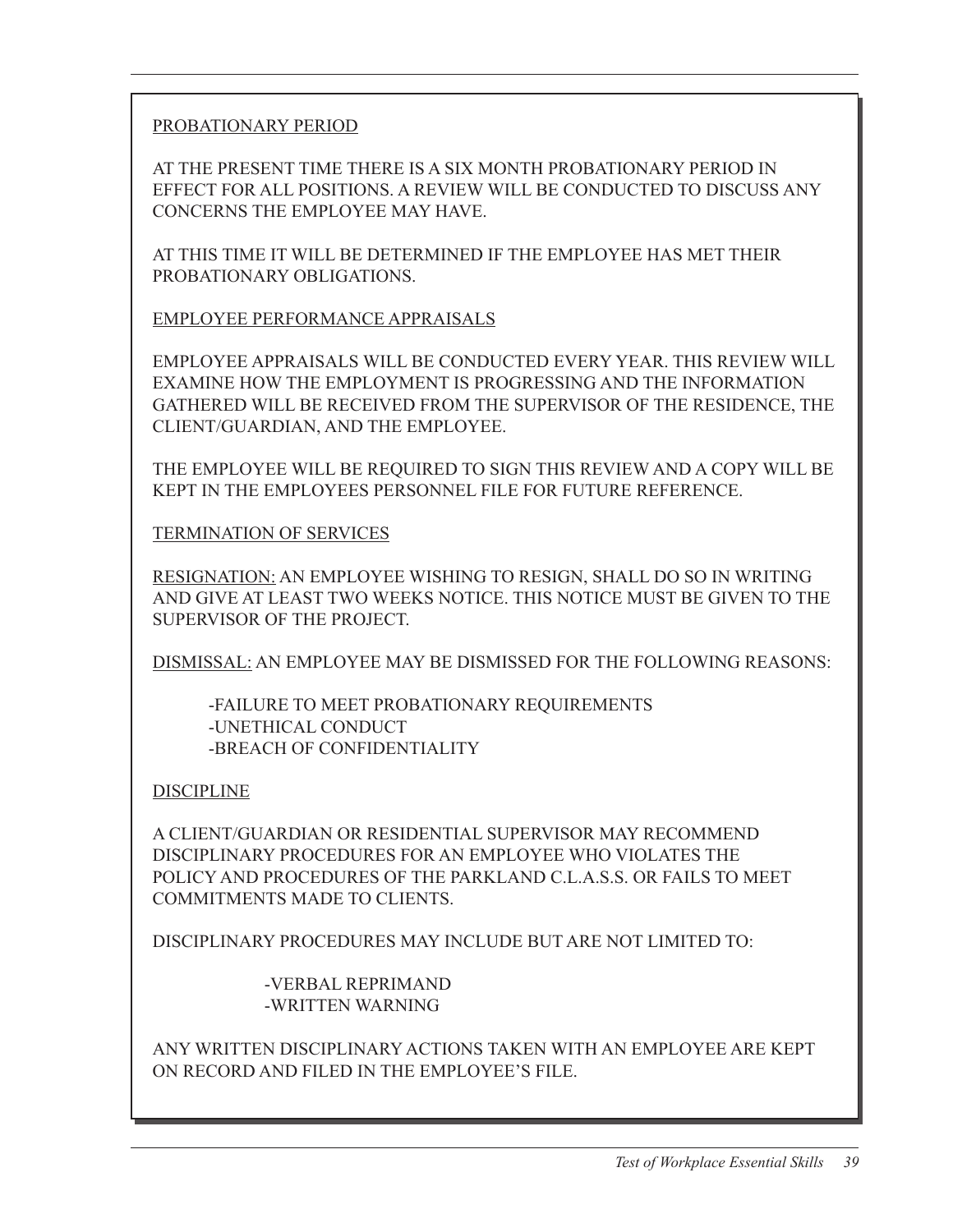PROBATIONARY PERIOD

AT THE PRESENT TIME THERE IS A SIX MONTH PROBATIONARY PERIOD IN EFFECT FOR ALL POSITIONS. A REVIEW WILL BE CONDUCTED TO DISCUSS ANY CONCERNS THE EMPLOYEE MAY HAVE.

AT THIS TIME IT WILL BE DETERMINED IF THE EMPLOYEE HAS MET THEIR PROBATIONARY OBLIGATIONS.

EMPLOYEE PERFORMANCE APPRAISALS

EMPLOYEE APPRAISALS WILL BE CONDUCTED EVERY YEAR. THIS REVIEW WILL EXAMINE HOW THE EMPLOYMENT IS PROGRESSING AND THE INFORMATION GATHERED WILL BE RECEIVED FROM THE SUPERVISOR OF THE RESIDENCE, THE CLIENT/GUARDIAN, AND THE EMPLOYEE.

THE EMPLOYEE WILL BE REQUIRED TO SIGN THIS REVIEW AND A COPY WILL BE KEPT IN THE EMPLOYEES PERSONNEL FILE FOR FUTURE REFERENCE.

TERMINATION OF SERVICES

RESIGNATION: AN EMPLOYEE WISHING TO RESIGN, SHALL DO SO IN WRITING AND GIVE AT LEAST TWO WEEKS NOTICE. THIS NOTICE MUST BE GIVEN TO THE SUPERVISOR OF THE PROJECT.

DISMISSAL: AN EMPLOYEE MAY BE DISMISSED FOR THE FOLLOWING REASONS:

- FAILURE TO MEET PROBATIONARY REQUIREMENTS
- UNETHICAL CONDUCT
- BREACH OF CONFIDENTIALITY

DISCIPLINE

A CLIENT/GUARDIAN OR RESIDENTIAL SUPERVISOR MAY RECOMMEND DISCIPLINARY PROCEDURES FOR AN EMPLOYEE WHO VIOLATES THE POLICY AND PROCEDURES OF THE PARKLAND C.L.A.S.S. OR FAILS TO MEET COMMITMENTS MADE TO CLIENTS.

DISCIPLINARY PROCEDURES MAY INCLUDE BUT ARE NOT LIMITED TO:

- VERBAL REPRIMAND
- WRITTEN WARNING

ANY WRITTEN DISCIPLINARY ACTIONS TAKEN WITH AN EMPLOYEE ARE KEPT ON RECORD AND FILED IN THE EMPLOYEE'S FILE.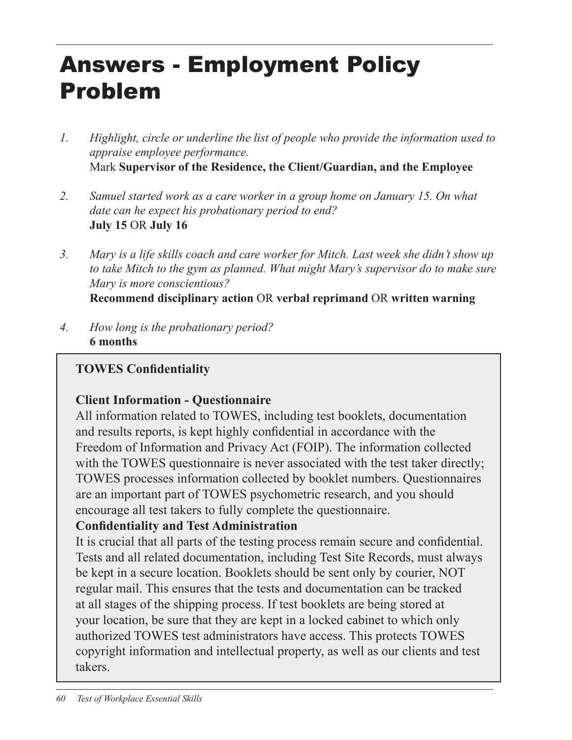# Answers - Employment Policy Problem

1. *Highlight, circle or underline the list of people who provide the information used to appraise employee performance.*
   Mark **Supervisor of the Residence, the Client/Guardian, and the Employee**

2. *Samuel started work as a care worker in a group home on January 15. On what date can he expect his probationary period to end?*
   **July 15** OR **July 16**

3. *Mary is a life skills coach and care worker for Mitch. Last week she didn't show up to take Mitch to the gym as planned. What might Mary's supervisor do to make sure Mary is more conscientious?*
   **Recommend disciplinary action** OR **verbal reprimand** OR **written warning**

4. *How long is the probationary period?*
   **6 months**

---

**TOWES Confidentiality**

**Client Information - Questionnaire**

All information related to TOWES, including test booklets, documentation and results reports, is kept highly confidential in accordance with the Freedom of Information and Privacy Act (FOIP). The information collected with the TOWES questionnaire is never associated with the test taker directly; TOWES processes information collected by booklet numbers. Questionnaires are an important part of TOWES psychometric research, and you should encourage all test takers to fully complete the questionnaire.

**Confidentiality and Test Administration**

It is crucial that all parts of the testing process remain secure and confidential. Tests and all related documentation, including Test Site Records, must always be kept in a secure location. Booklets should be sent only by courier, NOT regular mail. This ensures that the tests and documentation can be tracked at all stages of the shipping process. If test booklets are being stored at your location, be sure that they are kept in a locked cabinet to which only authorized TOWES test administrators have access. This protects TOWES copyright information and intellectual property, as well as our clients and test takers.

---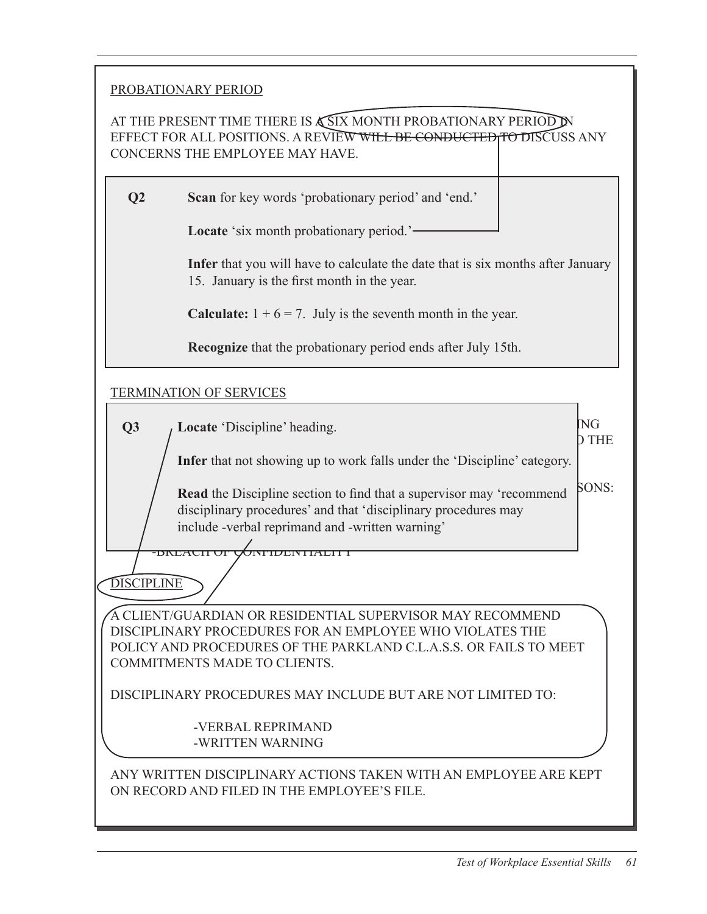PROBATIONARY PERIOD

AT THE PRESENT TIME THERE IS A SIX MONTH PROBATIONARY PERIOD IN EFFECT FOR ALL POSITIONS. A REVIEW WILL BE CONDUCTED TO DISCUSS ANY CONCERNS THE EMPLOYEE MAY HAVE.

> **Q2** **Scan** for key words 'probationary period' and 'end.'
>
> **Locate** 'six month probationary period.'
>
> **Infer** that you will have to calculate the date that is six months after January 15. January is the first month in the year.
>
> **Calculate:** $1 + 6 = 7$. July is the seventh month in the year.
>
> **Recognize** that the probationary period ends after July 15th.

TERMINATION OF SERVICES

> **Q3** **Locate** 'Discipline' heading.
>
> **Infer** that not showing up to work falls under the 'Discipline' category.
>
> **Read** the Discipline section to find that a supervisor may 'recommend disciplinary procedures' and that 'disciplinary procedures may include -verbal reprimand and -written warning'

-BREACH OF CONFIDENTIALITY

DISCIPLINE

A CLIENT/GUARDIAN OR RESIDENTIAL SUPERVISOR MAY RECOMMEND DISCIPLINARY PROCEDURES FOR AN EMPLOYEE WHO VIOLATES THE POLICY AND PROCEDURES OF THE PARKLAND C.L.A.S.S. OR FAILS TO MEET COMMITMENTS MADE TO CLIENTS.

DISCIPLINARY PROCEDURES MAY INCLUDE BUT ARE NOT LIMITED TO:

- -VERBAL REPRIMAND
- -WRITTEN WARNING

ANY WRITTEN DISCIPLINARY ACTIONS TAKEN WITH AN EMPLOYEE ARE KEPT ON RECORD AND FILED IN THE EMPLOYEE'S FILE.